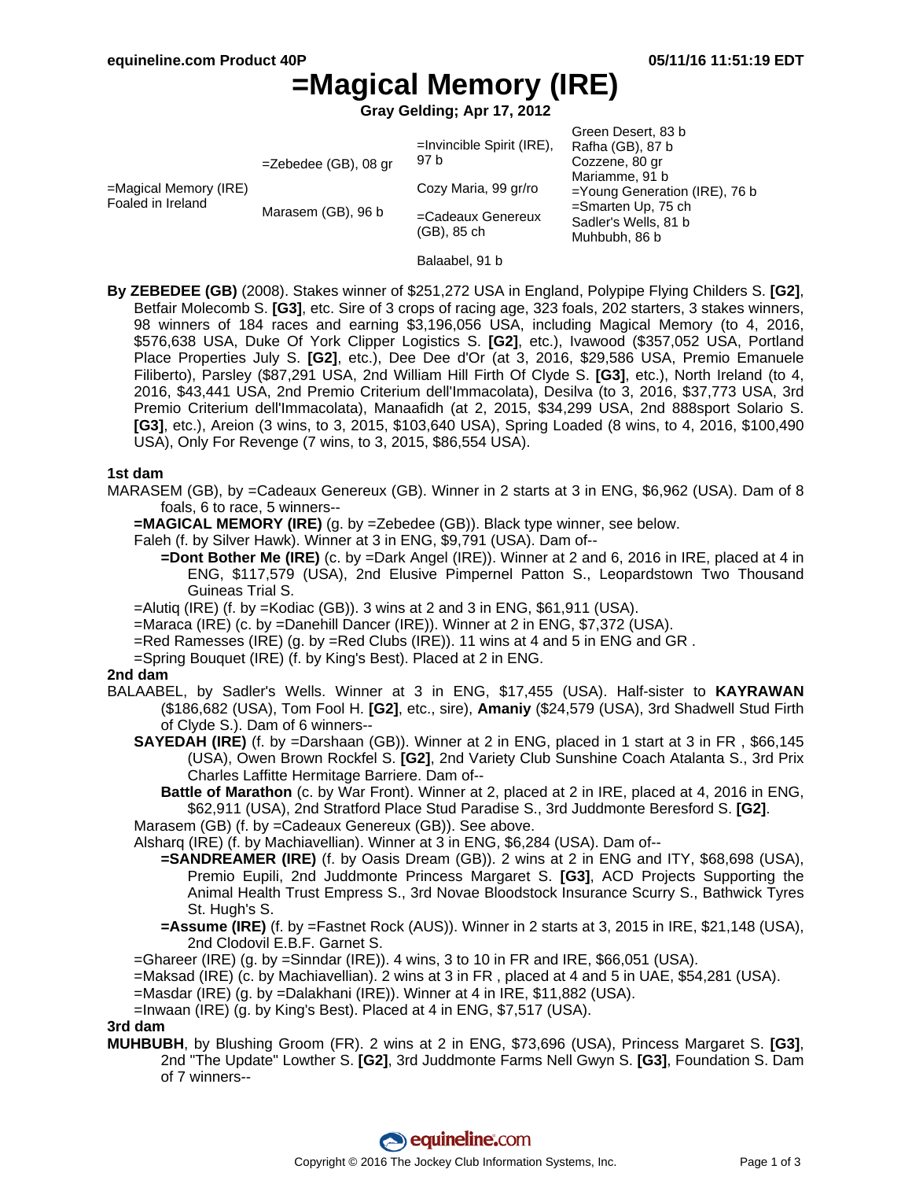# =Magical Memory (IRE)

**Gray Gelding; Apr 17, 2012**

| | | | |
|---|---|---|---|
| =Magical Memory (IRE) Foaled in Ireland | =Zebedee (GB), 08 gr | =Invincible Spirit (IRE), 97 b | Green Desert, 83 b |
| | | | Rafha (GB), 87 b |
| | | Cozy Maria, 99 gr/ro | Cozzene, 80 gr |
| | | | Mariamme, 91 b |
| | Marasem (GB), 96 b | =Cadeaux Genereux (GB), 85 ch | =Young Generation (IRE), 76 b |
| | | | =Smarten Up, 75 ch |
| | | Balaabel, 91 b | Sadler's Wells, 81 b |
| | | | Muhbubh, 86 b |

**By ZEBEDEE (GB)** (2008). Stakes winner of $251,272 USA in England, Polypipe Flying Childers S. **[G2]**, Betfair Molecomb S. **[G3]**, etc. Sire of 3 crops of racing age, 323 foals, 202 starters, 3 stakes winners, 98 winners of 184 races and earning $3,196,056 USA, including Magical Memory (to 4, 2016, $576,638 USA, Duke Of York Clipper Logistics S. **[G2]**, etc.), Ivawood ($357,052 USA, Portland Place Properties July S. **[G2]**, etc.), Dee Dee d'Or (at 3, 2016, $29,586 USA, Premio Emanuele Filiberto), Parsley ($87,291 USA, 2nd William Hill Firth Of Clyde S. **[G3]**, etc.), North Ireland (to 4, 2016, $43,441 USA, 2nd Premio Criterium dell'Immacolata), Desilva (to 3, 2016, $37,773 USA, 3rd Premio Criterium dell'Immacolata), Manaafidh (at 2, 2015, $34,299 USA, 2nd 888sport Solario S. **[G3]**, etc.), Areion (3 wins, to 3, 2015, $103,640 USA), Spring Loaded (8 wins, to 4, 2016, $100,490 USA), Only For Revenge (7 wins, to 3, 2015, $86,554 USA).

### 1st dam

MARASEM (GB), by =Cadeaux Genereux (GB). Winner in 2 starts at 3 in ENG, $6,962 (USA). Dam of 8 foals, 6 to race, 5 winners--

- **=MAGICAL MEMORY (IRE)** (g. by =Zebedee (GB)). Black type winner, see below.
- Faleh (f. by Silver Hawk). Winner at 3 in ENG, $9,791 (USA). Dam of--
  - **=Dont Bother Me (IRE)** (c. by =Dark Angel (IRE)). Winner at 2 and 6, 2016 in IRE, placed at 4 in ENG, $117,579 (USA), 2nd Elusive Pimpernel Patton S., Leopardstown Two Thousand Guineas Trial S.
- =Alutiq (IRE) (f. by =Kodiac (GB)). 3 wins at 2 and 3 in ENG, $61,911 (USA).
- =Maraca (IRE) (c. by =Danehill Dancer (IRE)). Winner at 2 in ENG, $7,372 (USA).
- =Red Ramesses (IRE) (g. by =Red Clubs (IRE)). 11 wins at 4 and 5 in ENG and GR .
- =Spring Bouquet (IRE) (f. by King's Best). Placed at 2 in ENG.

### 2nd dam

BALAABEL, by Sadler's Wells. Winner at 3 in ENG, $17,455 (USA). Half-sister to **KAYRAWAN** ($186,682 (USA), Tom Fool H. **[G2]**, etc., sire), **Amaniy** ($24,579 (USA), 3rd Shadwell Stud Firth of Clyde S.). Dam of 6 winners--

- **SAYEDAH (IRE)** (f. by =Darshaan (GB)). Winner at 2 in ENG, placed in 1 start at 3 in FR , $66,145 (USA), Owen Brown Rockfel S. **[G2]**, 2nd Variety Club Sunshine Coach Atalanta S., 3rd Prix Charles Laffitte Hermitage Barriere. Dam of--
  - **Battle of Marathon** (c. by War Front). Winner at 2, placed at 2 in IRE, placed at 4, 2016 in ENG, $62,911 (USA), 2nd Stratford Place Stud Paradise S., 3rd Juddmonte Beresford S. **[G2]**.
- Marasem (GB) (f. by =Cadeaux Genereux (GB)). See above.
- Alsharq (IRE) (f. by Machiavellian). Winner at 3 in ENG, $6,284 (USA). Dam of--
  - **=SANDREAMER (IRE)** (f. by Oasis Dream (GB)). 2 wins at 2 in ENG and ITY, $68,698 (USA), Premio Eupili, 2nd Juddmonte Princess Margaret S. **[G3]**, ACD Projects Supporting the Animal Health Trust Empress S., 3rd Novae Bloodstock Insurance Scurry S., Bathwick Tyres St. Hugh's S.
  - **=Assume (IRE)** (f. by =Fastnet Rock (AUS)). Winner in 2 starts at 3, 2015 in IRE, $21,148 (USA), 2nd Clodovil E.B.F. Garnet S.
- =Ghareer (IRE) (g. by =Sinndar (IRE)). 4 wins, 3 to 10 in FR and IRE, $66,051 (USA).
- =Maksad (IRE) (c. by Machiavellian). 2 wins at 3 in FR , placed at 4 and 5 in UAE, $54,281 (USA).
- =Masdar (IRE) (g. by =Dalakhani (IRE)). Winner at 4 in IRE, $11,882 (USA).
- =Inwaan (IRE) (g. by King's Best). Placed at 4 in ENG, $7,517 (USA).

### 3rd dam

**MUHBUBH**, by Blushing Groom (FR). 2 wins at 2 in ENG, $73,696 (USA), Princess Margaret S. **[G3]**, 2nd "The Update" Lowther S. **[G2]**, 3rd Juddmonte Farms Nell Gwyn S. **[G3]**, Foundation S. Dam of 7 winners--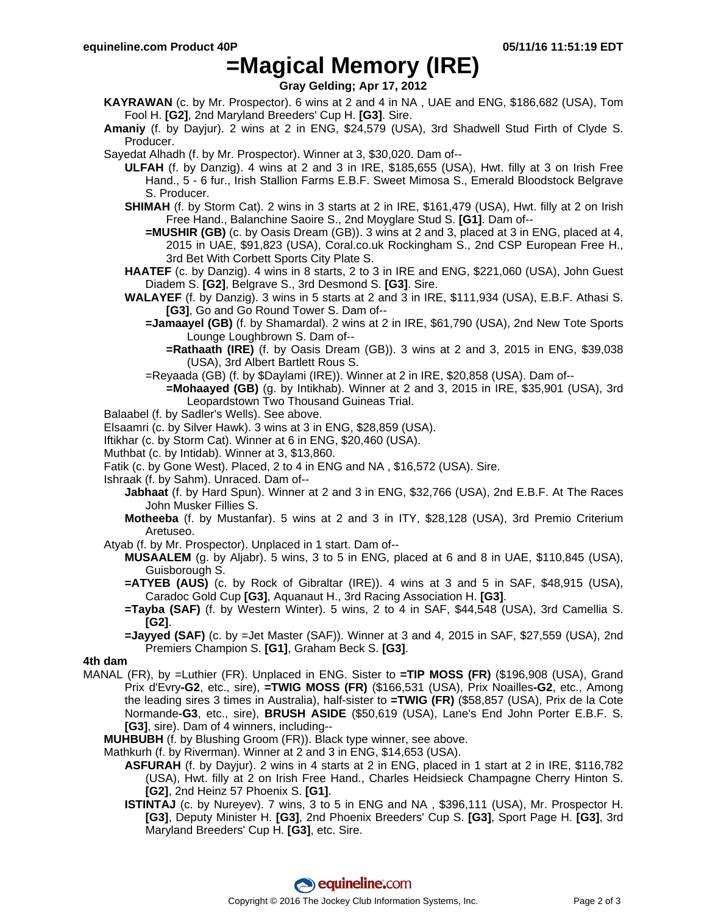# =Magical Memory (IRE)

**Gray Gelding; Apr 17, 2012**

**KAYRAWAN** (c. by Mr. Prospector). 6 wins at 2 and 4 in NA , UAE and ENG, $186,682 (USA), Tom Fool H. **[G2]**, 2nd Maryland Breeders' Cup H. **[G3]**. Sire.

**Amaniy** (f. by Dayjur). 2 wins at 2 in ENG, $24,579 (USA), 3rd Shadwell Stud Firth of Clyde S. Producer.

Sayedat Alhadh (f. by Mr. Prospector). Winner at 3, $30,020. Dam of--

- **ULFAH** (f. by Danzig). 4 wins at 2 and 3 in IRE, $185,655 (USA), Hwt. filly at 3 on Irish Free Hand., 5 - 6 fur., Irish Stallion Farms E.B.F. Sweet Mimosa S., Emerald Bloodstock Belgrave S. Producer.
- **SHIMAH** (f. by Storm Cat). 2 wins in 3 starts at 2 in IRE, $161,479 (USA), Hwt. filly at 2 on Irish Free Hand., Balanchine Saoire S., 2nd Moyglare Stud S. **[G1]**. Dam of--
  - **=MUSHIR (GB)** (c. by Oasis Dream (GB)). 3 wins at 2 and 3, placed at 3 in ENG, placed at 4, 2015 in UAE, $91,823 (USA), Coral.co.uk Rockingham S., 2nd CSP European Free H., 3rd Bet With Corbett Sports City Plate S.
- **HAATEF** (c. by Danzig). 4 wins in 8 starts, 2 to 3 in IRE and ENG, $221,060 (USA), John Guest Diadem S. **[G2]**, Belgrave S., 3rd Desmond S. **[G3]**. Sire.
- **WALAYEF** (f. by Danzig). 3 wins in 5 starts at 2 and 3 in IRE, $111,934 (USA), E.B.F. Athasi S. **[G3]**, Go and Go Round Tower S. Dam of--
  - **=Jamaayel (GB)** (f. by Shamardal). 2 wins at 2 in IRE, $61,790 (USA), 2nd New Tote Sports Lounge Loughbrown S. Dam of--
    - **=Rathaath (IRE)** (f. by Oasis Dream (GB)). 3 wins at 2 and 3, 2015 in ENG, $39,038 (USA), 3rd Albert Bartlett Rous S.
  - =Reyaada (GB) (f. by $Daylami (IRE)). Winner at 2 in IRE, $20,858 (USA). Dam of--
    - **=Mohaayed (GB)** (g. by Intikhab). Winner at 2 and 3, 2015 in IRE, $35,901 (USA), 3rd Leopardstown Two Thousand Guineas Trial.

Balaabel (f. by Sadler's Wells). See above.

Elsaamri (c. by Silver Hawk). 3 wins at 3 in ENG, $28,859 (USA).

Iftikhar (c. by Storm Cat). Winner at 6 in ENG, $20,460 (USA).

Muthbat (c. by Intidab). Winner at 3, $13,860.

Fatik (c. by Gone West). Placed, 2 to 4 in ENG and NA , $16,572 (USA). Sire.

Ishraak (f. by Sahm). Unraced. Dam of--

- **Jabhaat** (f. by Hard Spun). Winner at 2 and 3 in ENG, $32,766 (USA), 2nd E.B.F. At The Races John Musker Fillies S.
- **Motheeba** (f. by Mustanfar). 5 wins at 2 and 3 in ITY, $28,128 (USA), 3rd Premio Criterium Aretuseo.

Atyab (f. by Mr. Prospector). Unplaced in 1 start. Dam of--

- **MUSAALEM** (g. by Aljabr). 5 wins, 3 to 5 in ENG, placed at 6 and 8 in UAE, $110,845 (USA), Guisborough S.
- **=ATYEB (AUS)** (c. by Rock of Gibraltar (IRE)). 4 wins at 3 and 5 in SAF, $48,915 (USA), Caradoc Gold Cup **[G3]**, Aquanaut H., 3rd Racing Association H. **[G3]**.
- **=Tayba (SAF)** (f. by Western Winter). 5 wins, 2 to 4 in SAF, $44,548 (USA), 3rd Camellia S. **[G2]**.
- **=Jayyed (SAF)** (c. by =Jet Master (SAF)). Winner at 3 and 4, 2015 in SAF, $27,559 (USA), 2nd Premiers Champion S. **[G1]**, Graham Beck S. **[G3]**.

**4th dam**

MANAL (FR), by =Luthier (FR). Unplaced in ENG. Sister to **=TIP MOSS (FR)** ($196,908 (USA), Grand Prix d'Evry**-G2**, etc., sire), **=TWIG MOSS (FR)** ($166,531 (USA), Prix Noailles**-G2**, etc., Among the leading sires 3 times in Australia), half-sister to **=TWIG (FR)** ($58,857 (USA), Prix de la Cote Normande**-G3**, etc., sire), **BRUSH ASIDE** ($50,619 (USA), Lane's End John Porter E.B.F. S. **[G3]**, sire). Dam of 4 winners, including--

**MUHBUBH** (f. by Blushing Groom (FR)). Black type winner, see above.

Mathkurh (f. by Riverman). Winner at 2 and 3 in ENG, $14,653 (USA).

- **ASFURAH** (f. by Dayjur). 2 wins in 4 starts at 2 in ENG, placed in 1 start at 2 in IRE, $116,782 (USA), Hwt. filly at 2 on Irish Free Hand., Charles Heidsieck Champagne Cherry Hinton S. **[G2]**, 2nd Heinz 57 Phoenix S. **[G1]**.
- **ISTINTAJ** (c. by Nureyev). 7 wins, 3 to 5 in ENG and NA , $396,111 (USA), Mr. Prospector H. **[G3]**, Deputy Minister H. **[G3]**, 2nd Phoenix Breeders' Cup S. **[G3]**, Sport Page H. **[G3]**, 3rd Maryland Breeders' Cup H. **[G3]**, etc. Sire.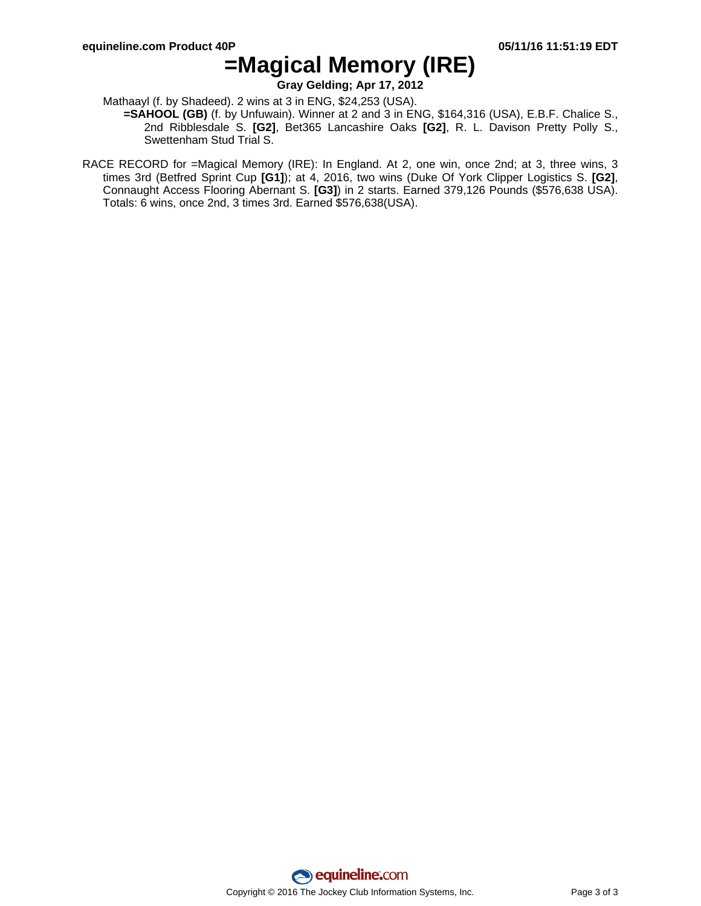# =Magical Memory (IRE)

**Gray Gelding; Apr 17, 2012**

Mathaayl (f. by Shadeed). 2 wins at 3 in ENG, $24,253 (USA).

**=SAHOOL (GB)** (f. by Unfuwain). Winner at 2 and 3 in ENG, $164,316 (USA), E.B.F. Chalice S., 2nd Ribblesdale S. **[G2]**, Bet365 Lancashire Oaks **[G2]**, R. L. Davison Pretty Polly S., Swettenham Stud Trial S.

RACE RECORD for =Magical Memory (IRE): In England. At 2, one win, once 2nd; at 3, three wins, 3 times 3rd (Betfred Sprint Cup **[G1]**); at 4, 2016, two wins (Duke Of York Clipper Logistics S. **[G2]**, Connaught Access Flooring Abernant S. **[G3]**) in 2 starts. Earned 379,126 Pounds ($576,638 USA). Totals: 6 wins, once 2nd, 3 times 3rd. Earned $576,638(USA).